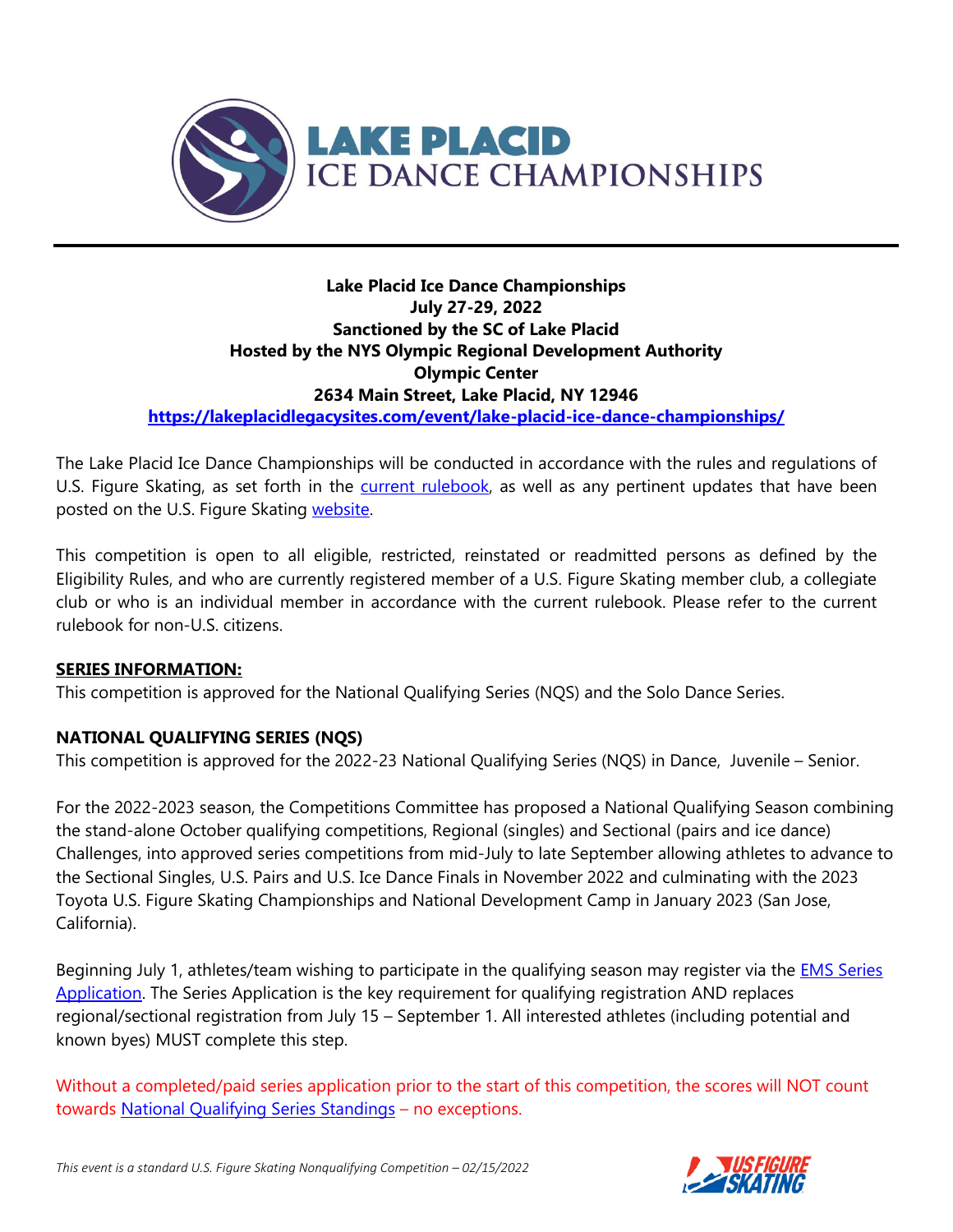# LAKE PLACID ICE DANCE CHAMPIONSHIPS

**Lake Placid Ice Dance Championships**
**July 27-29, 2022**
**Sanctioned by the SC of Lake Placid**
**Hosted by the NYS Olympic Regional Development Authority**
**Olympic Center**
**2634 Main Street, Lake Placid, NY 12946**
**[https://lakeplacidlegacysites.com/event/lake-placid-ice-dance-championships/](https://lakeplacidlegacysites.com/event/lake-placid-ice-dance-championships/)**

The Lake Placid Ice Dance Championships will be conducted in accordance with the rules and regulations of U.S. Figure Skating, as set forth in the current rulebook, as well as any pertinent updates that have been posted on the U.S. Figure Skating website.

This competition is open to all eligible, restricted, reinstated or readmitted persons as defined by the Eligibility Rules, and who are currently registered member of a U.S. Figure Skating member club, a collegiate club or who is an individual member in accordance with the current rulebook. Please refer to the current rulebook for non-U.S. citizens.

**SERIES INFORMATION:**
This competition is approved for the National Qualifying Series (NQS) and the Solo Dance Series.

**NATIONAL QUALIFYING SERIES (NQS)**
This competition is approved for the 2022-23 National Qualifying Series (NQS) in Dance, Juvenile – Senior.

For the 2022-2023 season, the Competitions Committee has proposed a National Qualifying Season combining the stand-alone October qualifying competitions, Regional (singles) and Sectional (pairs and ice dance) Challenges, into approved series competitions from mid-July to late September allowing athletes to advance to the Sectional Singles, U.S. Pairs and U.S. Ice Dance Finals in November 2022 and culminating with the 2023 Toyota U.S. Figure Skating Championships and National Development Camp in January 2023 (San Jose, California).

Beginning July 1, athletes/team wishing to participate in the qualifying season may register via the EMS Series Application. The Series Application is the key requirement for qualifying registration AND replaces regional/sectional registration from July 15 – September 1. All interested athletes (including potential and known byes) MUST complete this step.

Without a completed/paid series application prior to the start of this competition, the scores will NOT count towards National Qualifying Series Standings – no exceptions.

*This event is a standard U.S. Figure Skating Nonqualifying Competition – 02/15/2022*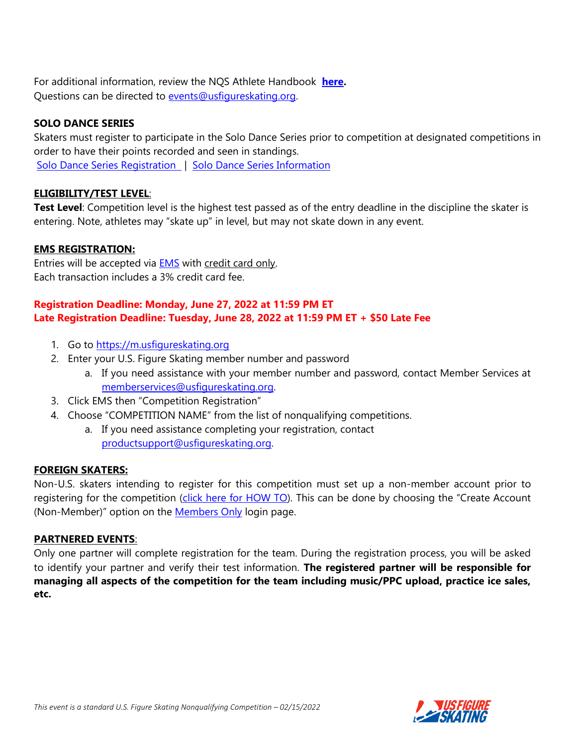For additional information, review the NQS Athlete Handbook **here.**
Questions can be directed to events@usfigureskating.org.

**SOLO DANCE SERIES**
Skaters must register to participate in the Solo Dance Series prior to competition at designated competitions in order to have their points recorded and seen in standings.
Solo Dance Series Registration | Solo Dance Series Information

**ELIGIBILITY/TEST LEVEL**:
**Test Level**: Competition level is the highest test passed as of the entry deadline in the discipline the skater is entering. Note, athletes may "skate up" in level, but may not skate down in any event.

**EMS REGISTRATION:**
Entries will be accepted via EMS with credit card only.
Each transaction includes a 3% credit card fee.

**Registration Deadline: Monday, June 27, 2022 at 11:59 PM ET**
**Late Registration Deadline: Tuesday, June 28, 2022 at 11:59 PM ET + $50 Late Fee**

1. Go to https://m.usfigureskating.org
2. Enter your U.S. Figure Skating member number and password
   a. If you need assistance with your member number and password, contact Member Services at memberservices@usfigureskating.org.
3. Click EMS then "Competition Registration"
4. Choose "COMPETITION NAME" from the list of nonqualifying competitions.
   a. If you need assistance completing your registration, contact productsupport@usfigureskating.org.

**FOREIGN SKATERS:**
Non-U.S. skaters intending to register for this competition must set up a non-member account prior to registering for the competition (click here for HOW TO). This can be done by choosing the "Create Account (Non-Member)" option on the Members Only login page.

**PARTNERED EVENTS**:
Only one partner will complete registration for the team. During the registration process, you will be asked to identify your partner and verify their test information. **The registered partner will be responsible for managing all aspects of the competition for the team including music/PPC upload, practice ice sales, etc.**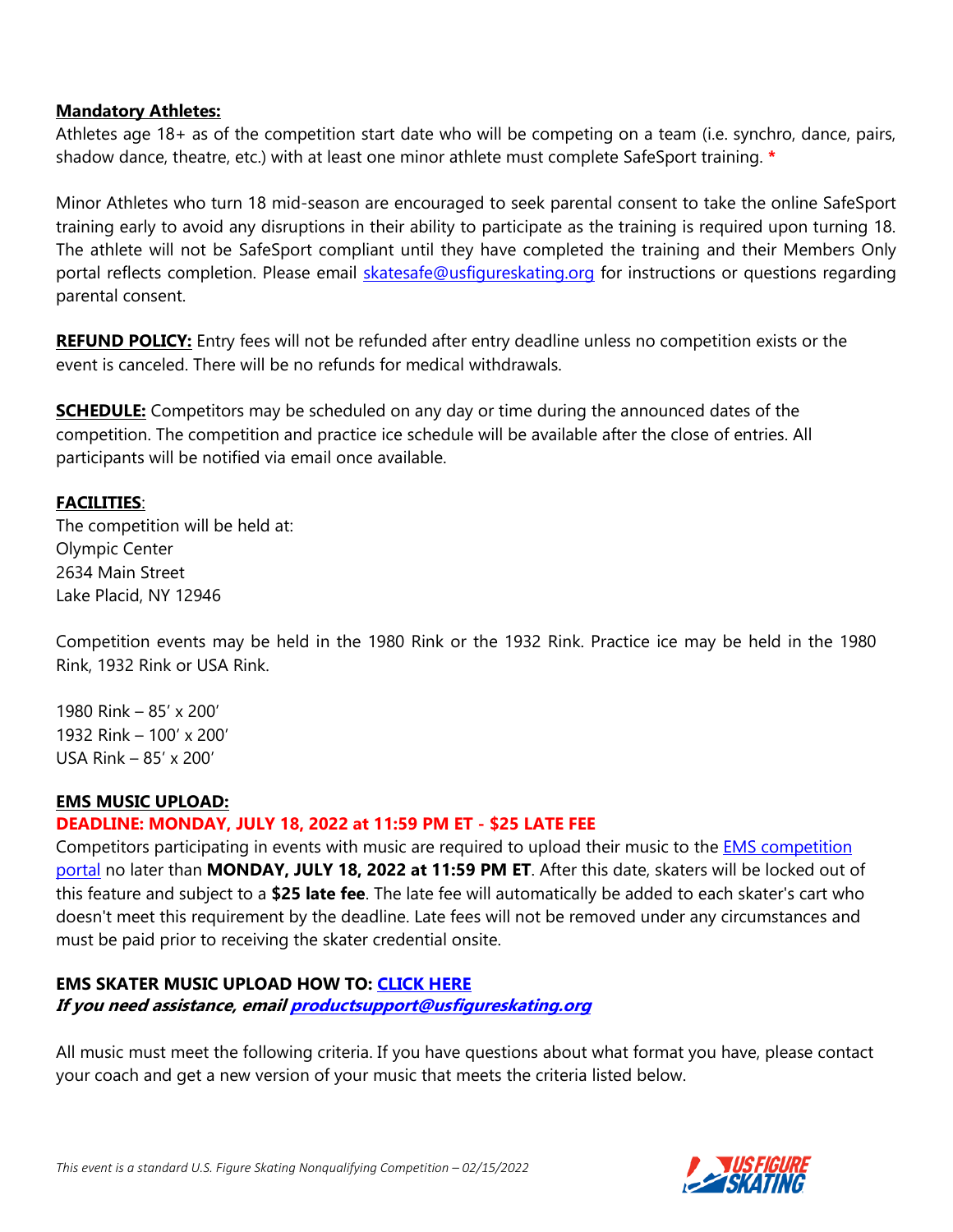**Mandatory Athletes:**

Athletes age 18+ as of the competition start date who will be competing on a team (i.e. synchro, dance, pairs, shadow dance, theatre, etc.) with at least one minor athlete must complete SafeSport training. *

Minor Athletes who turn 18 mid-season are encouraged to seek parental consent to take the online SafeSport training early to avoid any disruptions in their ability to participate as the training is required upon turning 18. The athlete will not be SafeSport compliant until they have completed the training and their Members Only portal reflects completion. Please email skatesafe@usfigureskating.org for instructions or questions regarding parental consent.

**REFUND POLICY:** Entry fees will not be refunded after entry deadline unless no competition exists or the event is canceled. There will be no refunds for medical withdrawals.

**SCHEDULE:** Competitors may be scheduled on any day or time during the announced dates of the competition. The competition and practice ice schedule will be available after the close of entries. All participants will be notified via email once available.

**FACILITIES**:

The competition will be held at:
Olympic Center
2634 Main Street
Lake Placid, NY 12946

Competition events may be held in the 1980 Rink or the 1932 Rink. Practice ice may be held in the 1980 Rink, 1932 Rink or USA Rink.

1980 Rink – 85' x 200'
1932 Rink – 100' x 200'
USA Rink – 85' x 200'

**EMS MUSIC UPLOAD:**

**DEADLINE: MONDAY, JULY 18, 2022 at 11:59 PM ET - $25 LATE FEE**

Competitors participating in events with music are required to upload their music to the EMS competition portal no later than **MONDAY, JULY 18, 2022 at 11:59 PM ET**. After this date, skaters will be locked out of this feature and subject to a **$25 late fee**. The late fee will automatically be added to each skater's cart who doesn't meet this requirement by the deadline. Late fees will not be removed under any circumstances and must be paid prior to receiving the skater credential onsite.

**EMS SKATER MUSIC UPLOAD HOW TO: CLICK HERE**

***If you need assistance, email productsupport@usfigureskating.org***

All music must meet the following criteria. If you have questions about what format you have, please contact your coach and get a new version of your music that meets the criteria listed below.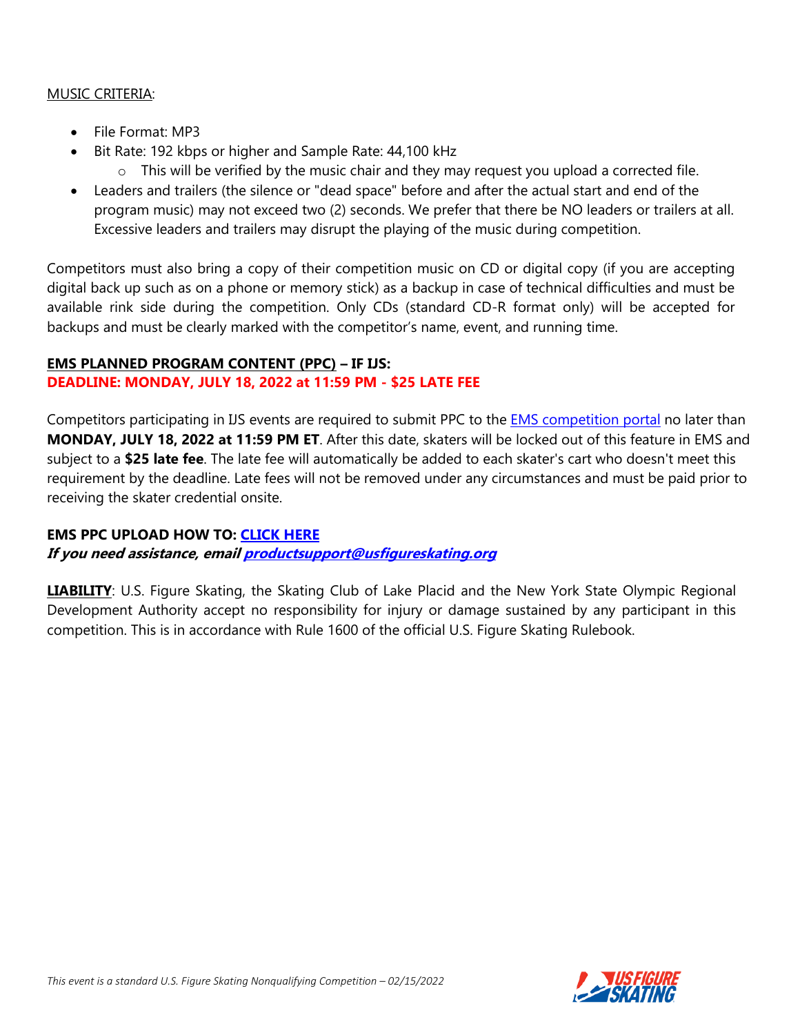MUSIC CRITERIA:

- File Format: MP3
- Bit Rate: 192 kbps or higher and Sample Rate: 44,100 kHz
  - This will be verified by the music chair and they may request you upload a corrected file.
- Leaders and trailers (the silence or "dead space" before and after the actual start and end of the program music) may not exceed two (2) seconds. We prefer that there be NO leaders or trailers at all. Excessive leaders and trailers may disrupt the playing of the music during competition.

Competitors must also bring a copy of their competition music on CD or digital copy (if you are accepting digital back up such as on a phone or memory stick) as a backup in case of technical difficulties and must be available rink side during the competition. Only CDs (standard CD-R format only) will be accepted for backups and must be clearly marked with the competitor's name, event, and running time.

**EMS PLANNED PROGRAM CONTENT (PPC) – IF IJS:**
**DEADLINE: MONDAY, JULY 18, 2022 at 11:59 PM - $25 LATE FEE**

Competitors participating in IJS events are required to submit PPC to the EMS competition portal no later than **MONDAY, JULY 18, 2022 at 11:59 PM ET**. After this date, skaters will be locked out of this feature in EMS and subject to a **$25 late fee**. The late fee will automatically be added to each skater's cart who doesn't meet this requirement by the deadline. Late fees will not be removed under any circumstances and must be paid prior to receiving the skater credential onsite.

**EMS PPC UPLOAD HOW TO: CLICK HERE**
***If you need assistance, email productsupport@usfigureskating.org***

**LIABILITY**: U.S. Figure Skating, the Skating Club of Lake Placid and the New York State Olympic Regional Development Authority accept no responsibility for injury or damage sustained by any participant in this competition. This is in accordance with Rule 1600 of the official U.S. Figure Skating Rulebook.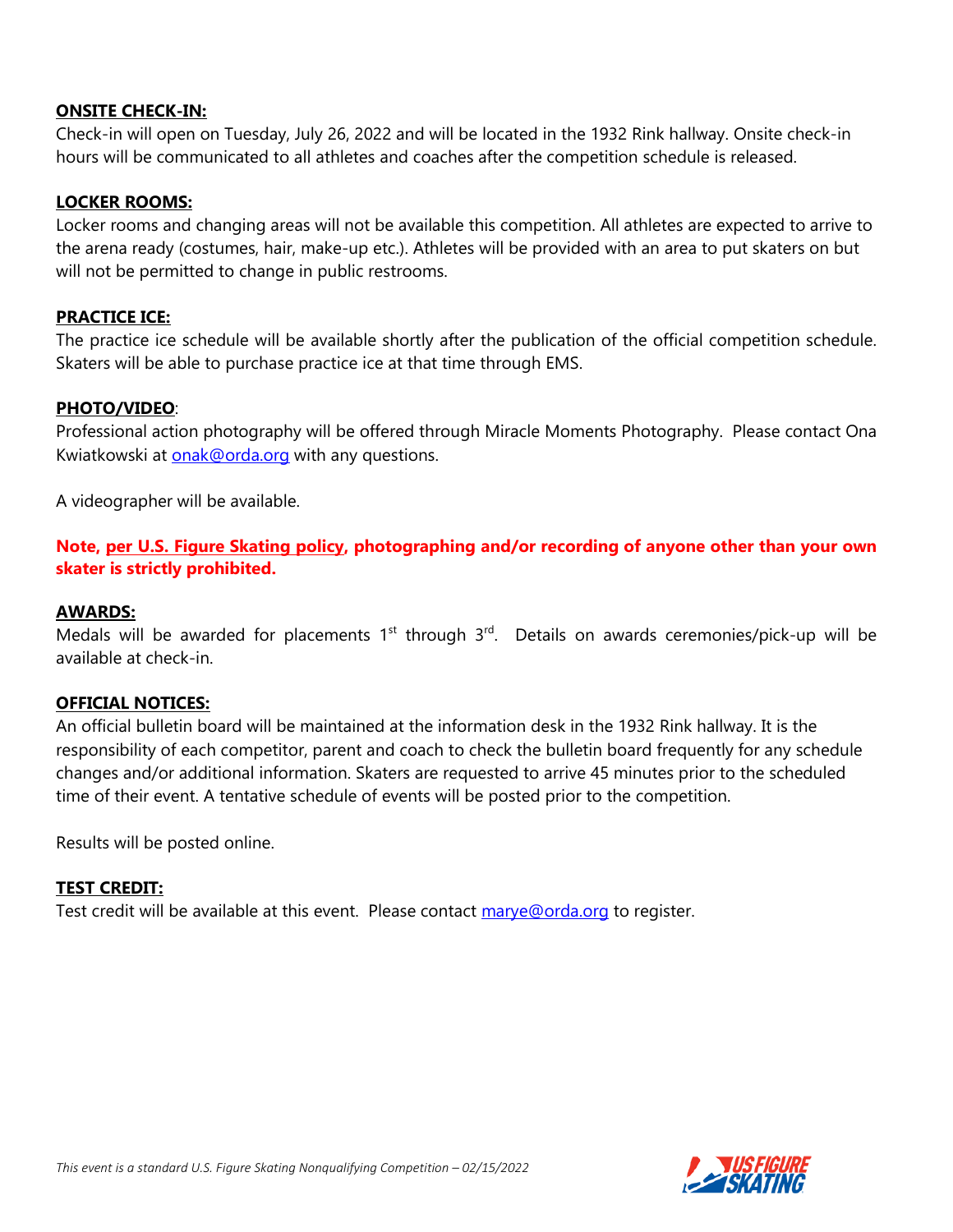**ONSITE CHECK-IN:**
Check-in will open on Tuesday, July 26, 2022 and will be located in the 1932 Rink hallway. Onsite check-in hours will be communicated to all athletes and coaches after the competition schedule is released.

**LOCKER ROOMS:**
Locker rooms and changing areas will not be available this competition. All athletes are expected to arrive to the arena ready (costumes, hair, make-up etc.). Athletes will be provided with an area to put skaters on but will not be permitted to change in public restrooms.

**PRACTICE ICE:**
The practice ice schedule will be available shortly after the publication of the official competition schedule. Skaters will be able to purchase practice ice at that time through EMS.

**PHOTO/VIDEO**:
Professional action photography will be offered through Miracle Moments Photography. Please contact Ona Kwiatkowski at onak@orda.org with any questions.

A videographer will be available.

**Note, per U.S. Figure Skating policy, photographing and/or recording of anyone other than your own skater is strictly prohibited.**

**AWARDS:**
Medals will be awarded for placements 1st through 3rd. Details on awards ceremonies/pick-up will be available at check-in.

**OFFICIAL NOTICES:**
An official bulletin board will be maintained at the information desk in the 1932 Rink hallway. It is the responsibility of each competitor, parent and coach to check the bulletin board frequently for any schedule changes and/or additional information. Skaters are requested to arrive 45 minutes prior to the scheduled time of their event. A tentative schedule of events will be posted prior to the competition.

Results will be posted online.

**TEST CREDIT:**
Test credit will be available at this event. Please contact marye@orda.org to register.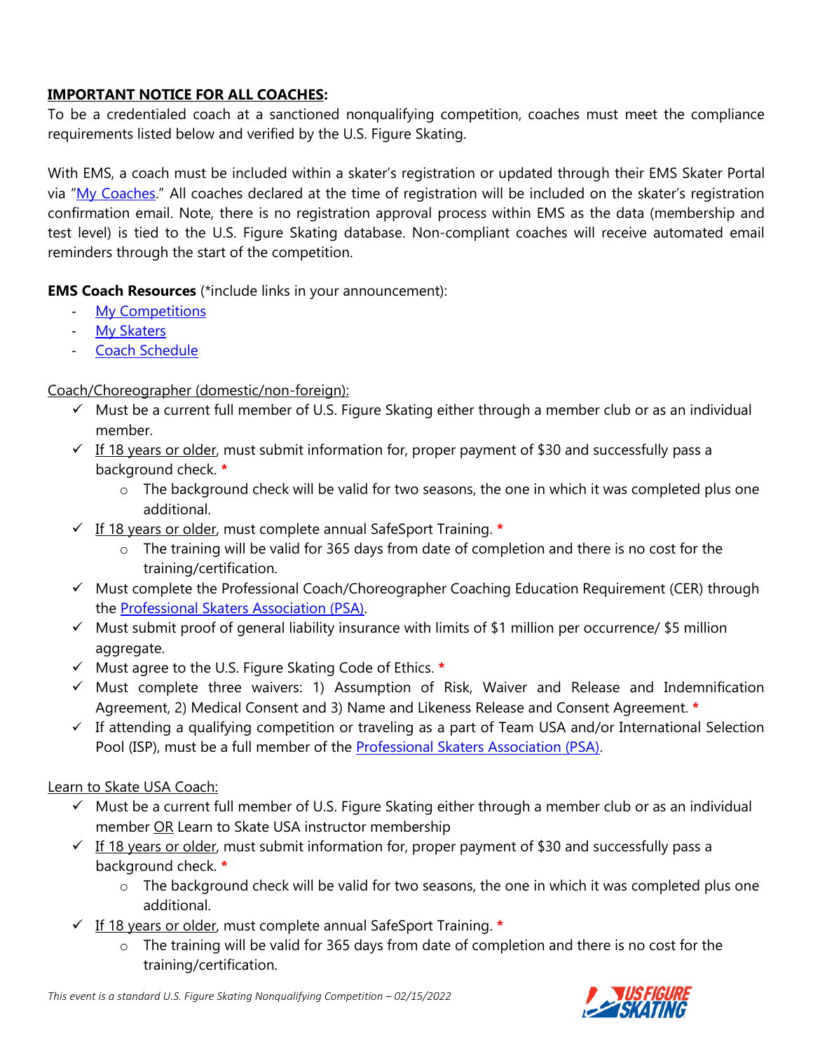**<u>IMPORTANT NOTICE FOR ALL COACHES</u>:**

To be a credentialed coach at a sanctioned nonqualifying competition, coaches must meet the compliance requirements listed below and verified by the U.S. Figure Skating.

With EMS, a coach must be included within a skater's registration or updated through their EMS Skater Portal via "My Coaches." All coaches declared at the time of registration will be included on the skater's registration confirmation email. Note, there is no registration approval process within EMS as the data (membership and test level) is tied to the U.S. Figure Skating database. Non-compliant coaches will receive automated email reminders through the start of the competition.

**EMS Coach Resources** (*include links in your announcement):

- My Competitions
- My Skaters
- Coach Schedule

<u>Coach/Choreographer (domestic/non-foreign):</u>

- ✓ Must be a current full member of U.S. Figure Skating either through a member club or as an individual member.
- ✓ <u>If 18 years or older</u>, must submit information for, proper payment of $30 and successfully pass a background check. *
  - The background check will be valid for two seasons, the one in which it was completed plus one additional.
- ✓ <u>If 18 years or older</u>, must complete annual SafeSport Training. *
  - The training will be valid for 365 days from date of completion and there is no cost for the training/certification.
- ✓ Must complete the Professional Coach/Choreographer Coaching Education Requirement (CER) through the Professional Skaters Association (PSA).
- ✓ Must submit proof of general liability insurance with limits of $1 million per occurrence/ $5 million aggregate.
- ✓ Must agree to the U.S. Figure Skating Code of Ethics. *
- ✓ Must complete three waivers: 1) Assumption of Risk, Waiver and Release and Indemnification Agreement, 2) Medical Consent and 3) Name and Likeness Release and Consent Agreement. *
- ✓ If attending a qualifying competition or traveling as a part of Team USA and/or International Selection Pool (ISP), must be a full member of the Professional Skaters Association (PSA).

<u>Learn to Skate USA Coach:</u>

- ✓ Must be a current full member of U.S. Figure Skating either through a member club or as an individual member <u>OR</u> Learn to Skate USA instructor membership
- ✓ <u>If 18 years or older</u>, must submit information for, proper payment of $30 and successfully pass a background check. *
  - The background check will be valid for two seasons, the one in which it was completed plus one additional.
- ✓ <u>If 18 years or older</u>, must complete annual SafeSport Training. *
  - The training will be valid for 365 days from date of completion and there is no cost for the training/certification.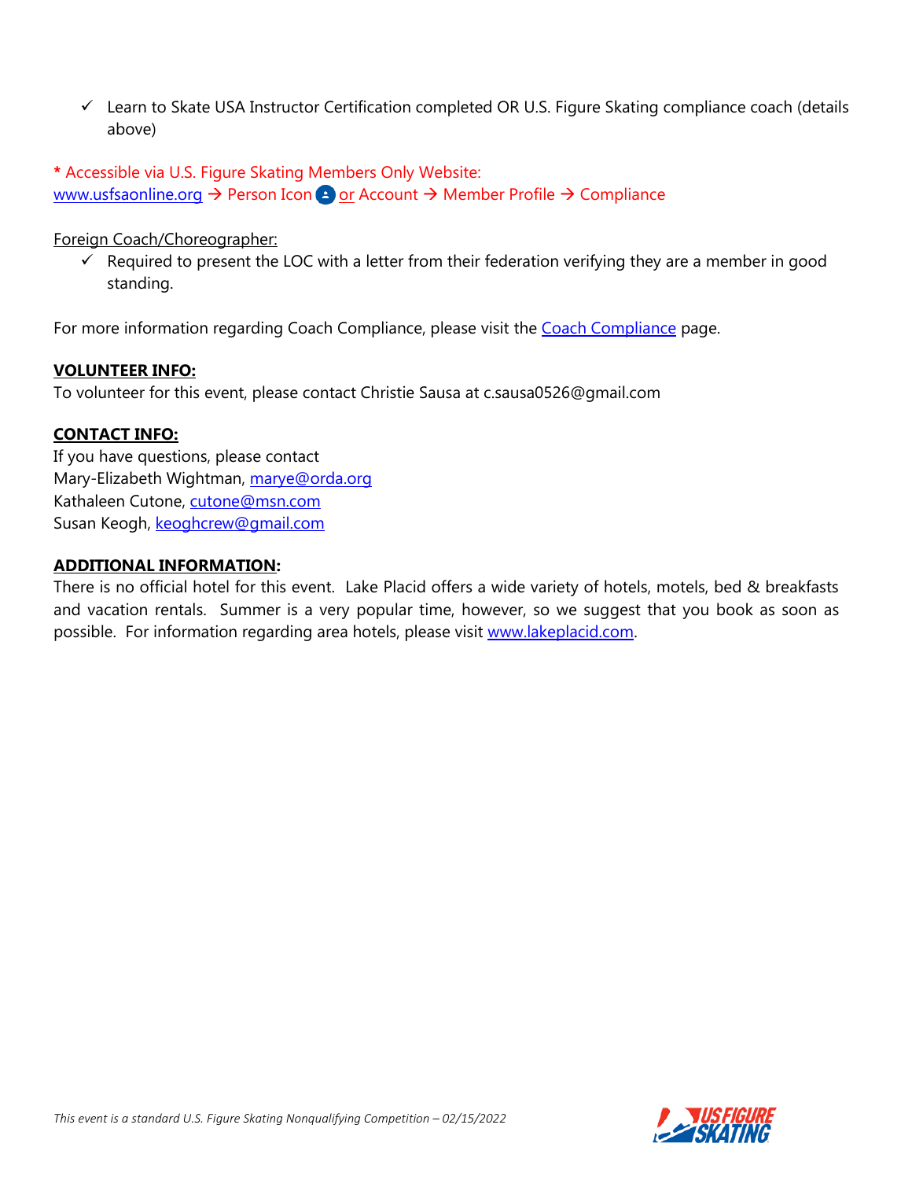- ✓ Learn to Skate USA Instructor Certification completed OR U.S. Figure Skating compliance coach (details above)

* Accessible via U.S. Figure Skating Members Only Website:
www.usfsaonline.org → Person Icon or Account → Member Profile → Compliance

Foreign Coach/Choreographer:

- ✓ Required to present the LOC with a letter from their federation verifying they are a member in good standing.

For more information regarding Coach Compliance, please visit the Coach Compliance page.

**VOLUNTEER INFO:**
To volunteer for this event, please contact Christie Sausa at c.sausa0526@gmail.com

**CONTACT INFO:**
If you have questions, please contact
Mary-Elizabeth Wightman, marye@orda.org
Kathaleen Cutone, cutone@msn.com
Susan Keogh, keoghcrew@gmail.com

**ADDITIONAL INFORMATION:**
There is no official hotel for this event. Lake Placid offers a wide variety of hotels, motels, bed & breakfasts and vacation rentals. Summer is a very popular time, however, so we suggest that you book as soon as possible. For information regarding area hotels, please visit www.lakeplacid.com.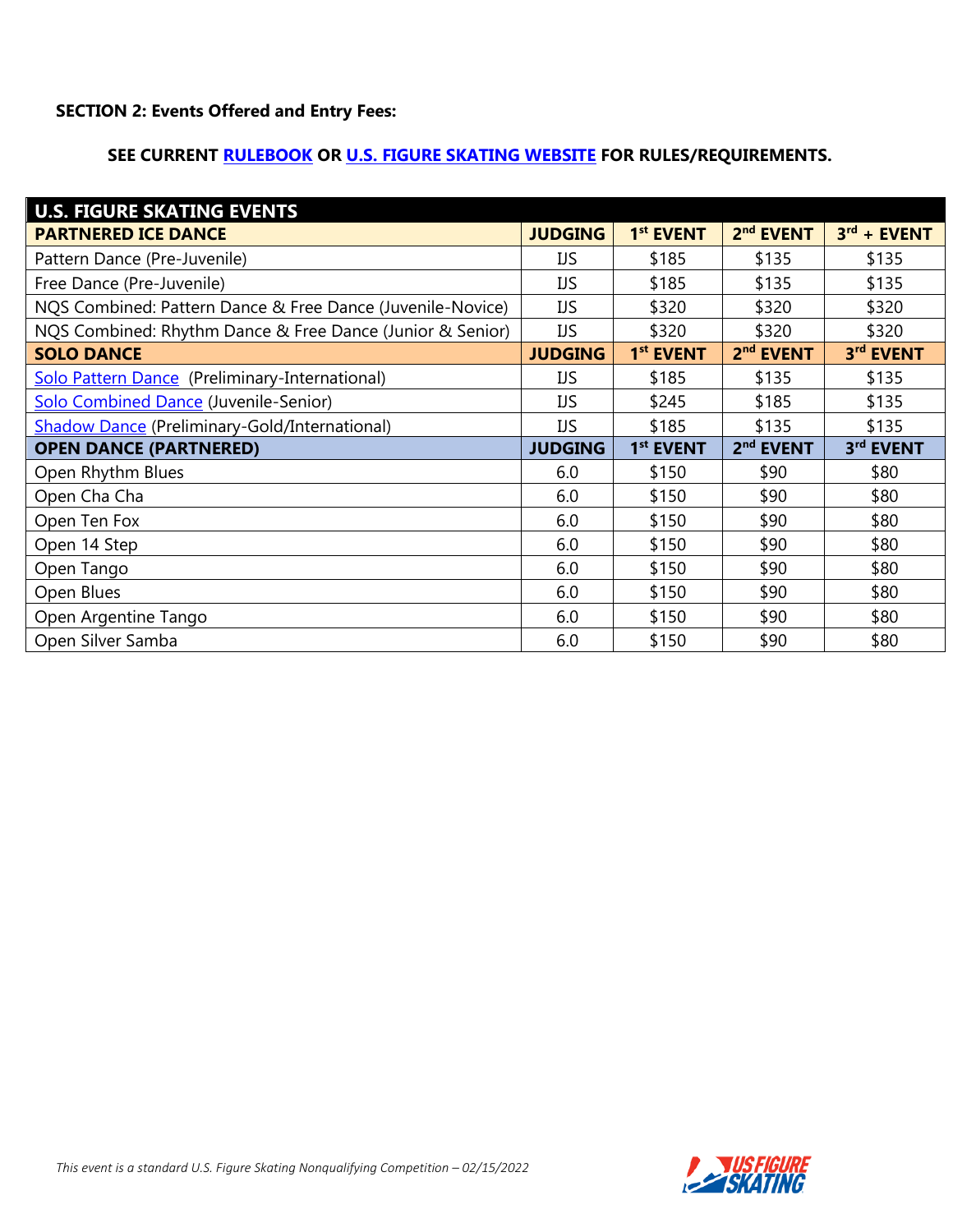**SECTION 2: Events Offered and Entry Fees:**

**SEE CURRENT RULEBOOK OR U.S. FIGURE SKATING WEBSITE FOR RULES/REQUIREMENTS.**

| U.S. FIGURE SKATING EVENTS | | | | |
|---|---|---|---|---|
| **PARTNERED ICE DANCE** | **JUDGING** | **1st EVENT** | **2nd EVENT** | **3rd + EVENT** |
| Pattern Dance (Pre-Juvenile) | IJS | $185 | $135 | $135 |
| Free Dance (Pre-Juvenile) | IJS | $185 | $135 | $135 |
| NQS Combined: Pattern Dance & Free Dance (Juvenile-Novice) | IJS | $320 | $320 | $320 |
| NQS Combined: Rhythm Dance & Free Dance (Junior & Senior) | IJS | $320 | $320 | $320 |
| **SOLO DANCE** | **JUDGING** | **1st EVENT** | **2nd EVENT** | **3rd EVENT** |
| Solo Pattern Dance (Preliminary-International) | IJS | $185 | $135 | $135 |
| Solo Combined Dance (Juvenile-Senior) | IJS | $245 | $185 | $135 |
| Shadow Dance (Preliminary-Gold/International) | IJS | $185 | $135 | $135 |
| **OPEN DANCE (PARTNERED)** | **JUDGING** | **1st EVENT** | **2nd EVENT** | **3rd EVENT** |
| Open Rhythm Blues | 6.0 | $150 | $90 | $80 |
| Open Cha Cha | 6.0 | $150 | $90 | $80 |
| Open Ten Fox | 6.0 | $150 | $90 | $80 |
| Open 14 Step | 6.0 | $150 | $90 | $80 |
| Open Tango | 6.0 | $150 | $90 | $80 |
| Open Blues | 6.0 | $150 | $90 | $80 |
| Open Argentine Tango | 6.0 | $150 | $90 | $80 |
| Open Silver Samba | 6.0 | $150 | $90 | $80 |

*This event is a standard U.S. Figure Skating Nonqualifying Competition – 02/15/2022*